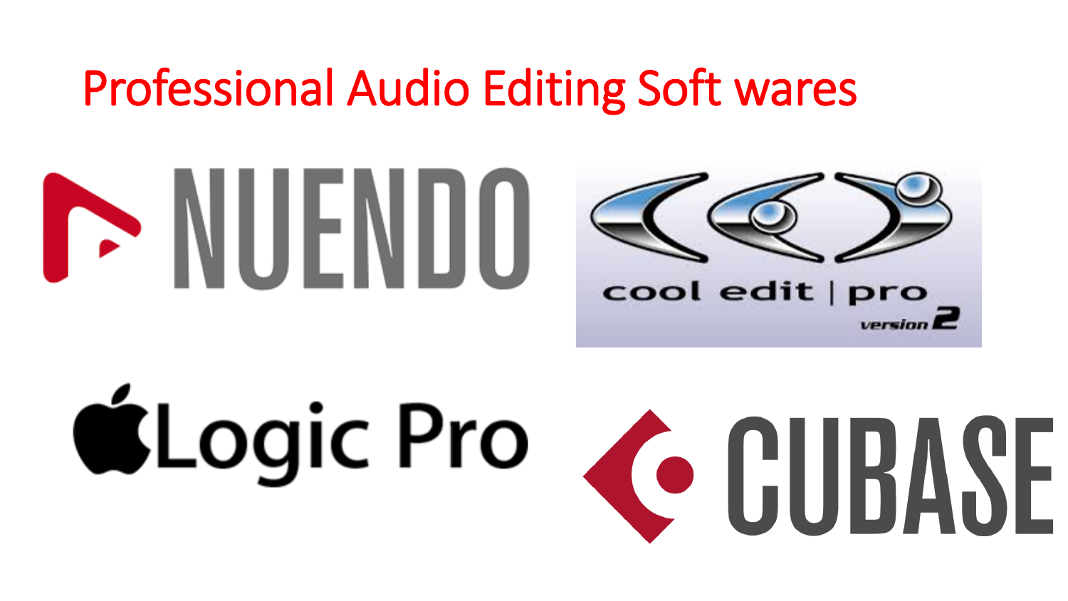# Professional Audio Editing Soft wares

NUENDO

cool edit | pro
version 2

Logic Pro

CUBASE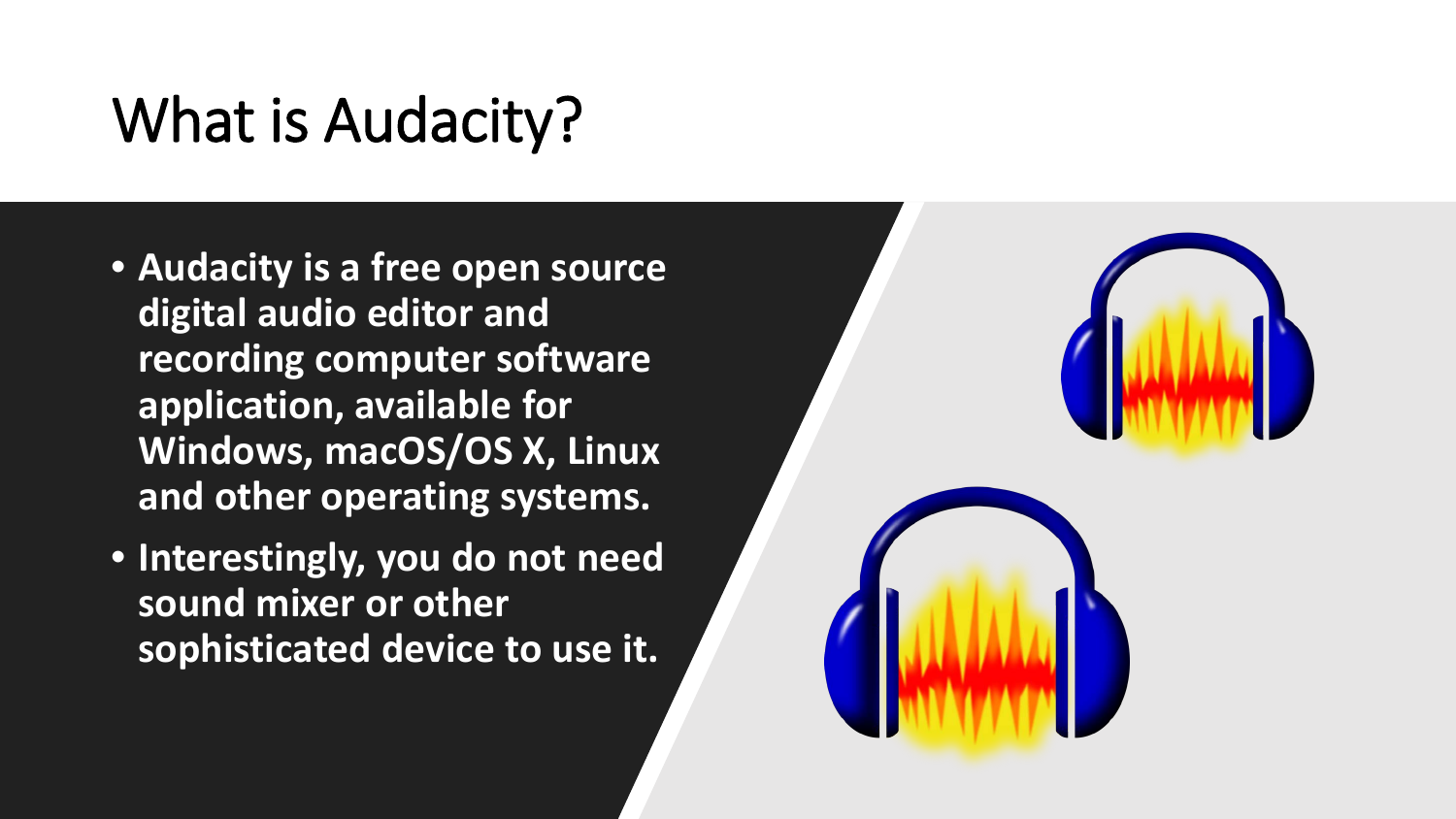# What is Audacity?

- **Audacity is a free open source digital audio editor and recording computer software application, available for Windows, macOS/OS X, Linux and other operating systems.**
- **Interestingly, you do not need sound mixer or other sophisticated device to use it.**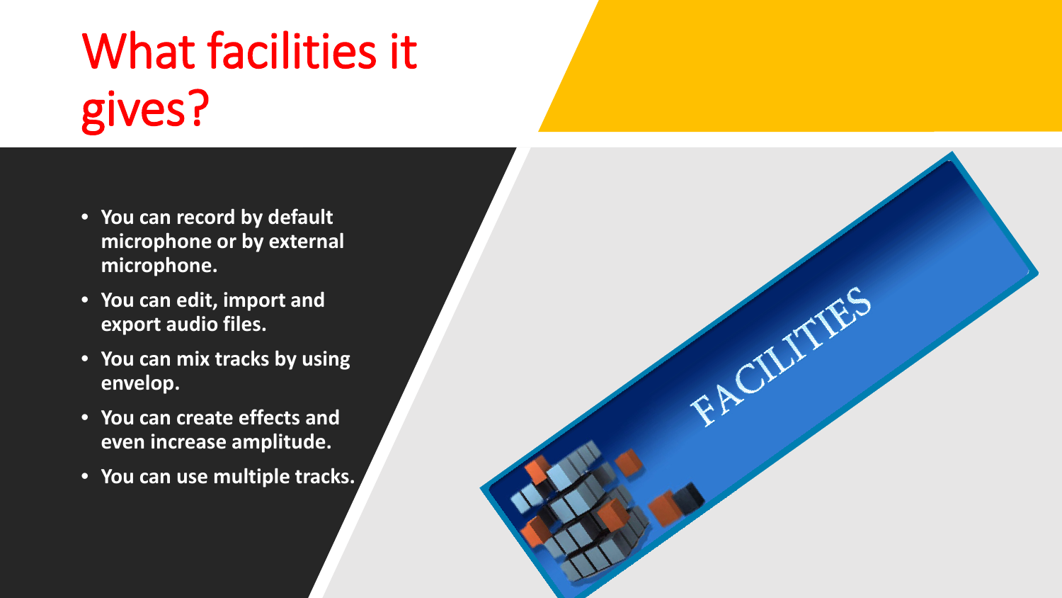# What facilities it gives?

- **You can record by default microphone or by external microphone.**
- **You can edit, import and export audio files.**
- **You can mix tracks by using envelop.**
- **You can create effects and even increase amplitude.**
- **You can use multiple tracks.**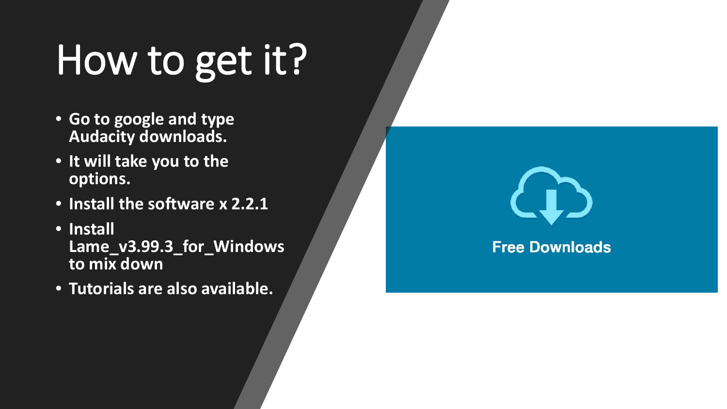# How to get it?

- **Go to google and type Audacity downloads.**
- **It will take you to the options.**
- **Install the software x 2.2.1**
- **Install Lame_v3.99.3_for_Windows to mix down**
- **Tutorials are also available.**

Free Downloads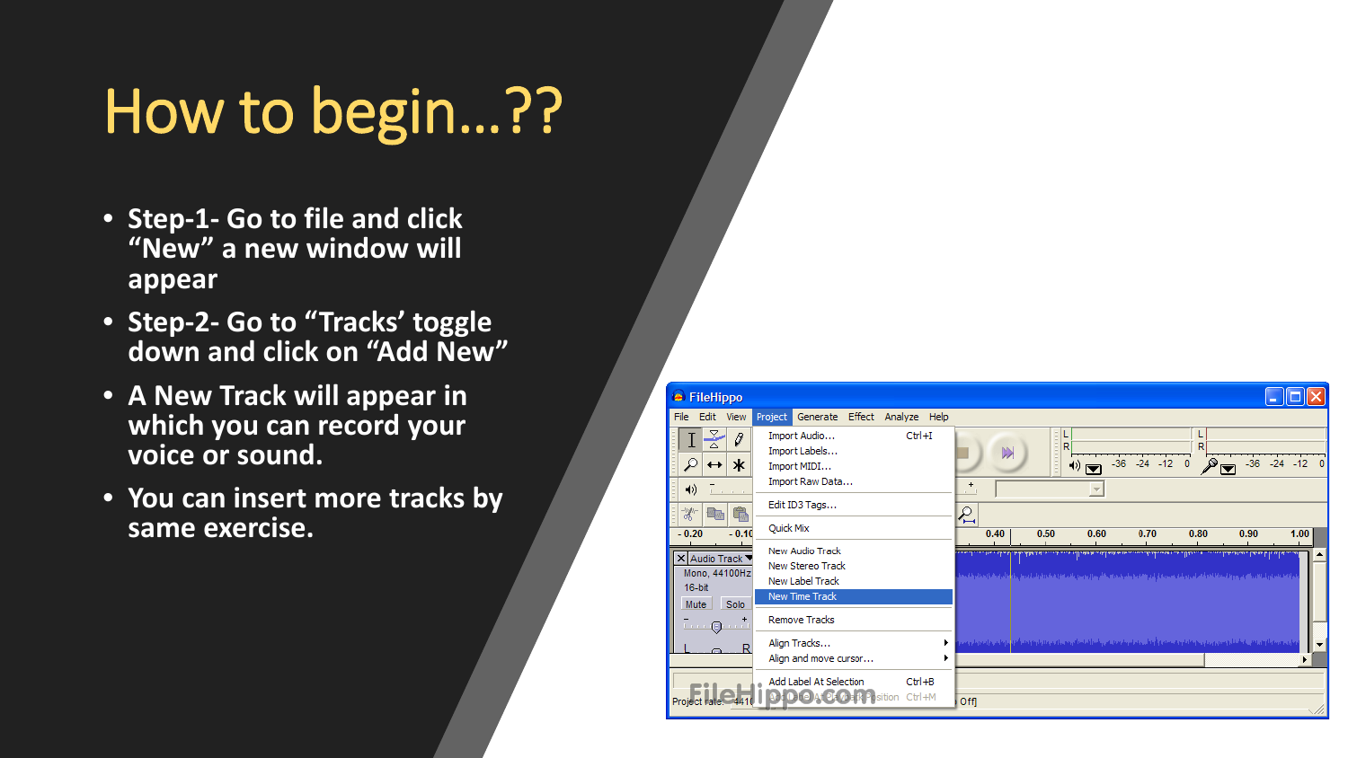# How to begin…??

- **Step-1- Go to file and click "New" a new window will appear**
- **Step-2- Go to "Tracks' toggle down and click on "Add New"**
- **A New Track will appear in which you can record your voice or sound.**
- **You can insert more tracks by same exercise.**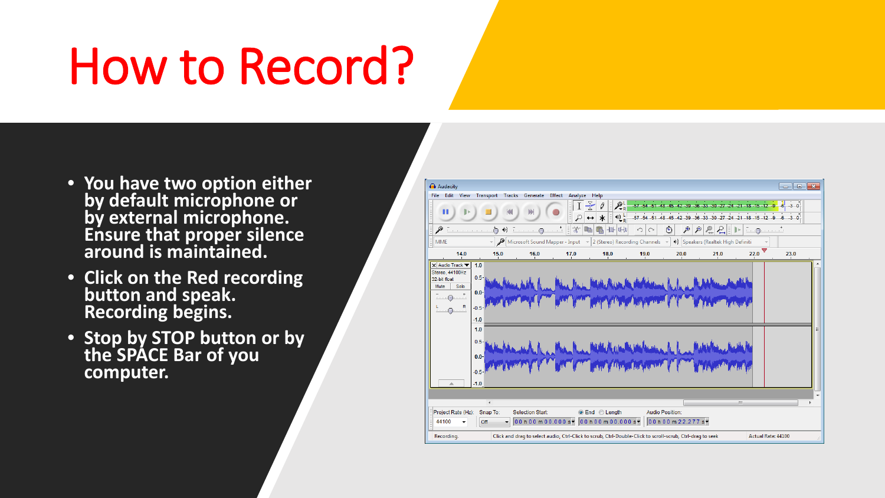# How to Record?

- You have two option either by default microphone or by external microphone. Ensure that proper silence around is maintained.
- Click on the Red recording button and speak. Recording begins.
- Stop by STOP button or by the SPACE Bar of you computer.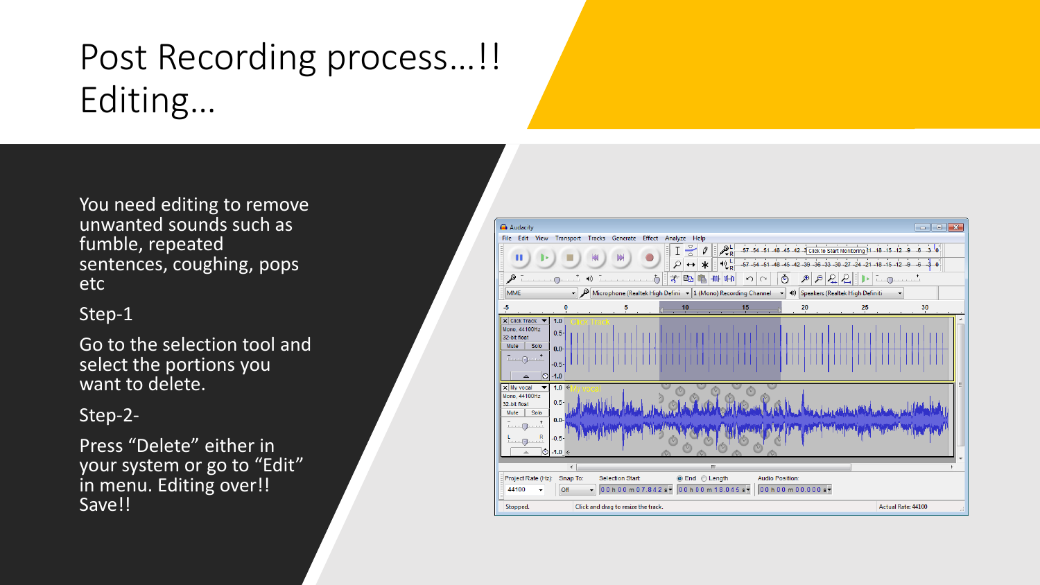# Post Recording process…!! Editing…

You need editing to remove unwanted sounds such as fumble, repeated sentences, coughing, pops etc

Step-1

Go to the selection tool and select the portions you want to delete.

Step-2-

Press “Delete” either in your system or go to “Edit” in menu. Editing over!! Save!!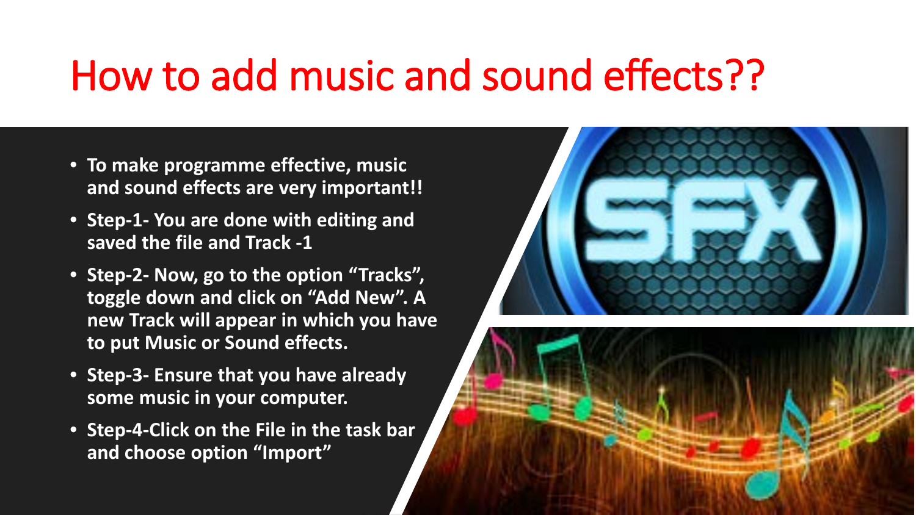# How to add music and sound effects??

- **To make programme effective, music and sound effects are very important!!**
- **Step-1- You are done with editing and saved the file and Track -1**
- **Step-2- Now, go to the option "Tracks", toggle down and click on "Add New". A new Track will appear in which you have to put Music or Sound effects.**
- **Step-3- Ensure that you have already some music in your computer.**
- **Step-4-Click on the File in the task bar and choose option "Import"**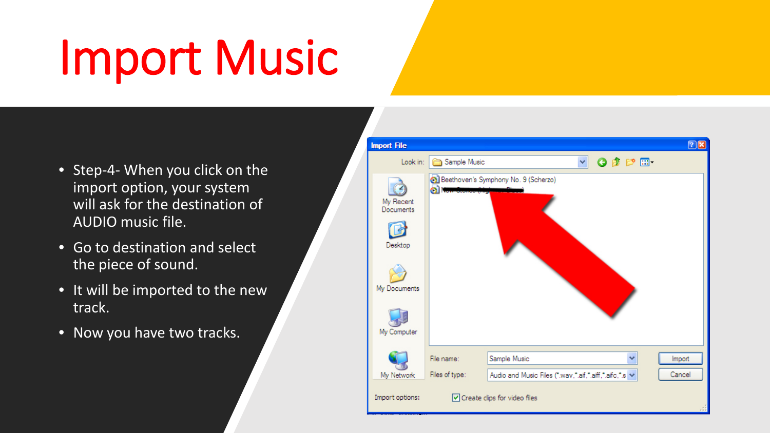# Import Music

- Step-4- When you click on the import option, your system will ask for the destination of AUDIO music file.
- Go to destination and select the piece of sound.
- It will be imported to the new track.
- Now you have two tracks.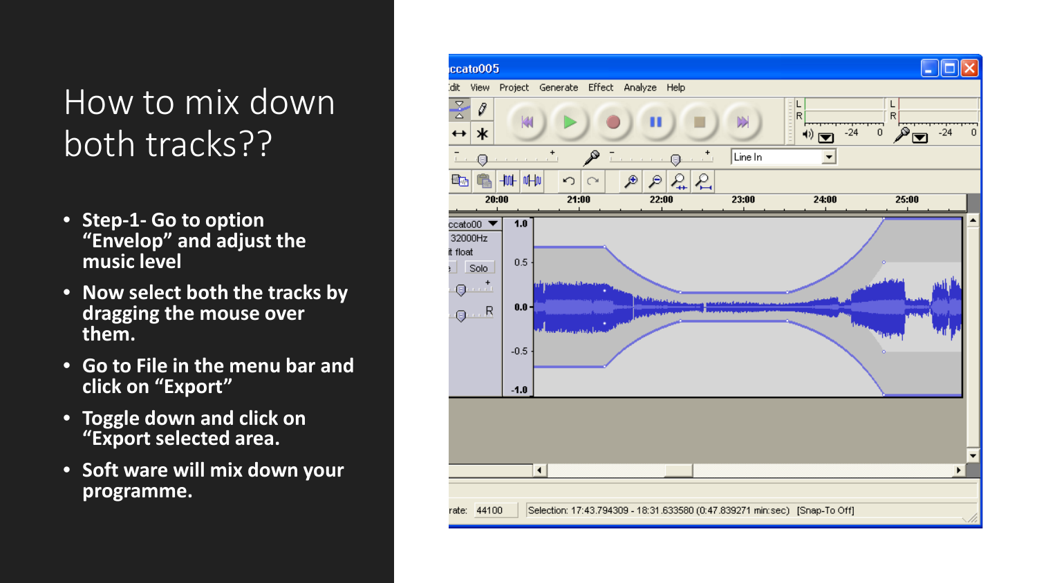# How to mix down both tracks??

- Step-1- Go to option “Envelop” and adjust the music level
- Now select both the tracks by dragging the mouse over them.
- Go to File in the menu bar and click on “Export”
- Toggle down and click on “Export selected area.
- Soft ware will mix down your programme.